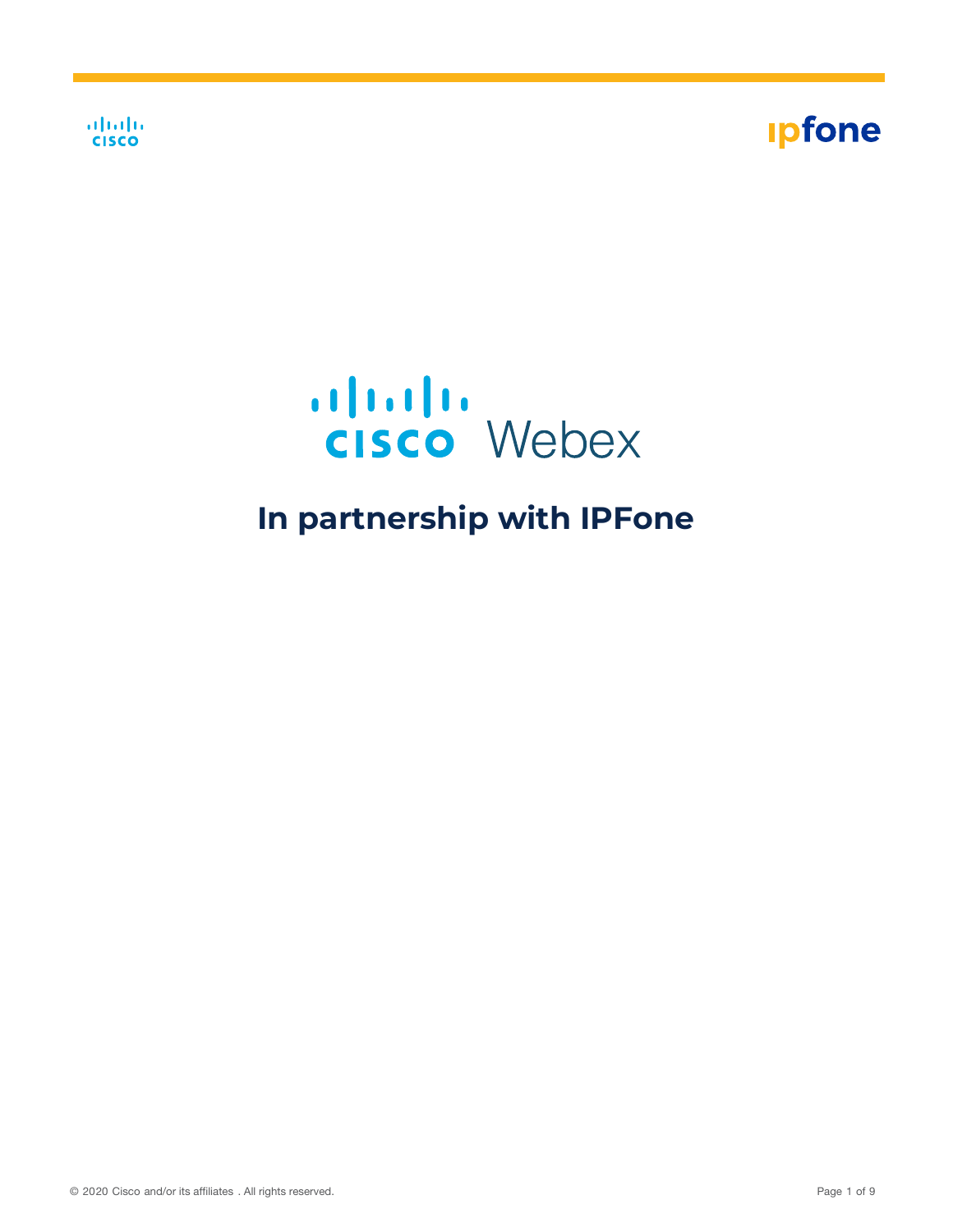# Cisco Webex

## In partnership with IPFone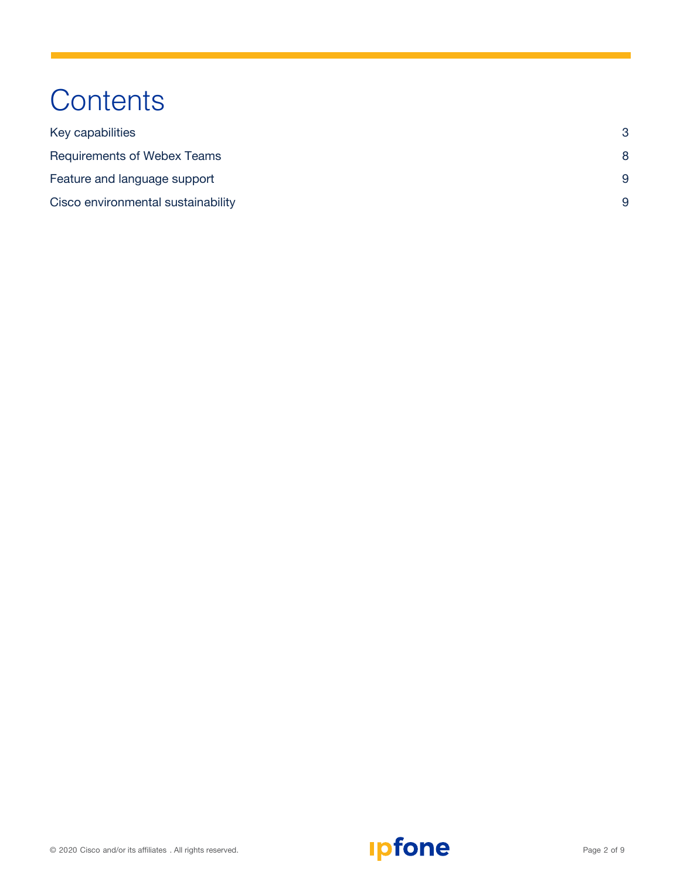# Contents

| | |
|---|---|
| Key capabilities | 3 |
| Requirements of Webex Teams | 8 |
| Feature and language support | 9 |
| Cisco environmental sustainability | 9 |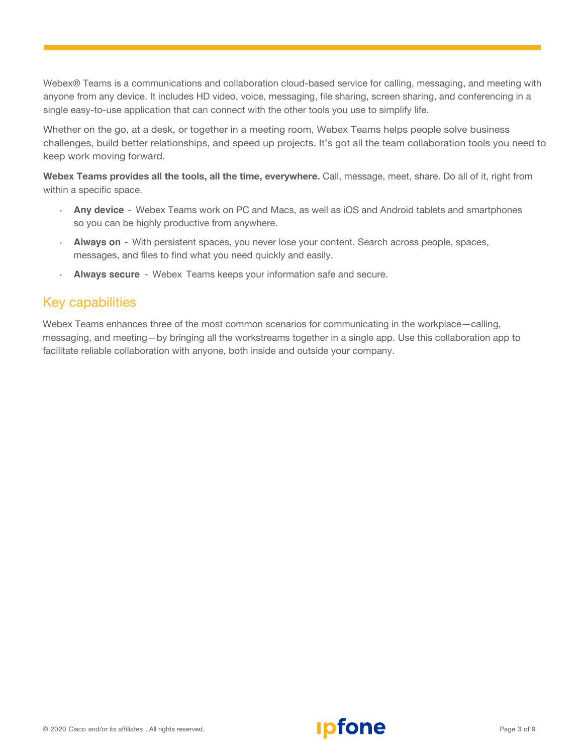Webex® Teams is a communications and collaboration cloud-based service for calling, messaging, and meeting with anyone from any device. It includes HD video, voice, messaging, file sharing, screen sharing, and conferencing in a single easy-to-use application that can connect with the other tools you use to simplify life.

Whether on the go, at a desk, or together in a meeting room, Webex Teams helps people solve business challenges, build better relationships, and speed up projects. It's got all the team collaboration tools you need to keep work moving forward.

**Webex Teams provides all the tools, all the time, everywhere.** Call, message, meet, share. Do all of it, right from within a specific space.

- **Any device** - Webex Teams work on PC and Macs, as well as iOS and Android tablets and smartphones so you can be highly productive from anywhere.
- **Always on** - With persistent spaces, you never lose your content. Search across people, spaces, messages, and files to find what you need quickly and easily.
- **Always secure** - Webex Teams keeps your information safe and secure.

## Key capabilities

Webex Teams enhances three of the most common scenarios for communicating in the workplace—calling, messaging, and meeting—by bringing all the workstreams together in a single app. Use this collaboration app to facilitate reliable collaboration with anyone, both inside and outside your company.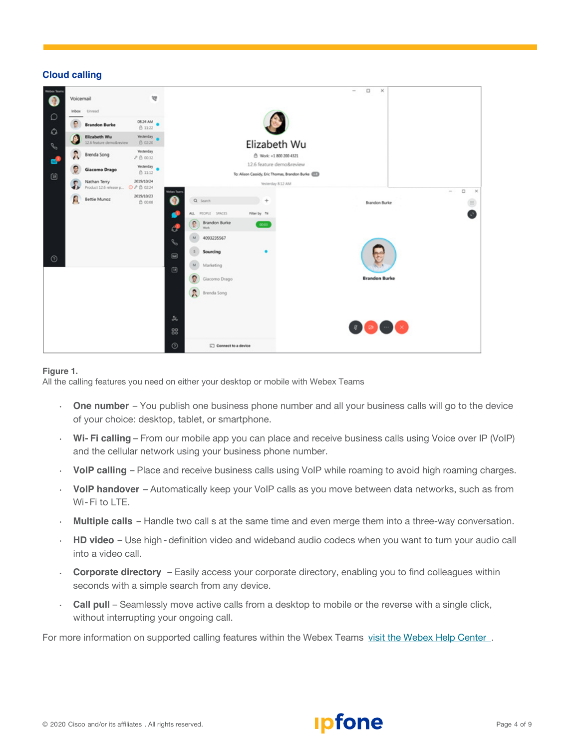## Cloud calling

**Figure 1.**
All the calling features you need on either your desktop or mobile with Webex Teams

- **One number** – You publish one business phone number and all your business calls will go to the device of your choice: desktop, tablet, or smartphone.
- **Wi- Fi calling** – From our mobile app you can place and receive business calls using Voice over IP (VoIP) and the cellular network using your business phone number.
- **VoIP calling** – Place and receive business calls using VoIP while roaming to avoid high roaming charges.
- **VoIP handover** – Automatically keep your VoIP calls as you move between data networks, such as from Wi- Fi to LTE.
- **Multiple calls** – Handle two call s at the same time and even merge them into a three-way conversation.
- **HD video** – Use high - definition video and wideband audio codecs when you want to turn your audio call into a video call.
- **Corporate directory** – Easily access your corporate directory, enabling you to find colleagues within seconds with a simple search from any device.
- **Call pull** – Seamlessly move active calls from a desktop to mobile or the reverse with a single click, without interrupting your ongoing call.

For more information on supported calling features within the Webex Teams [visit the Webex Help Center](#) .

© 2020 Cisco and/or its affiliates . All rights reserved.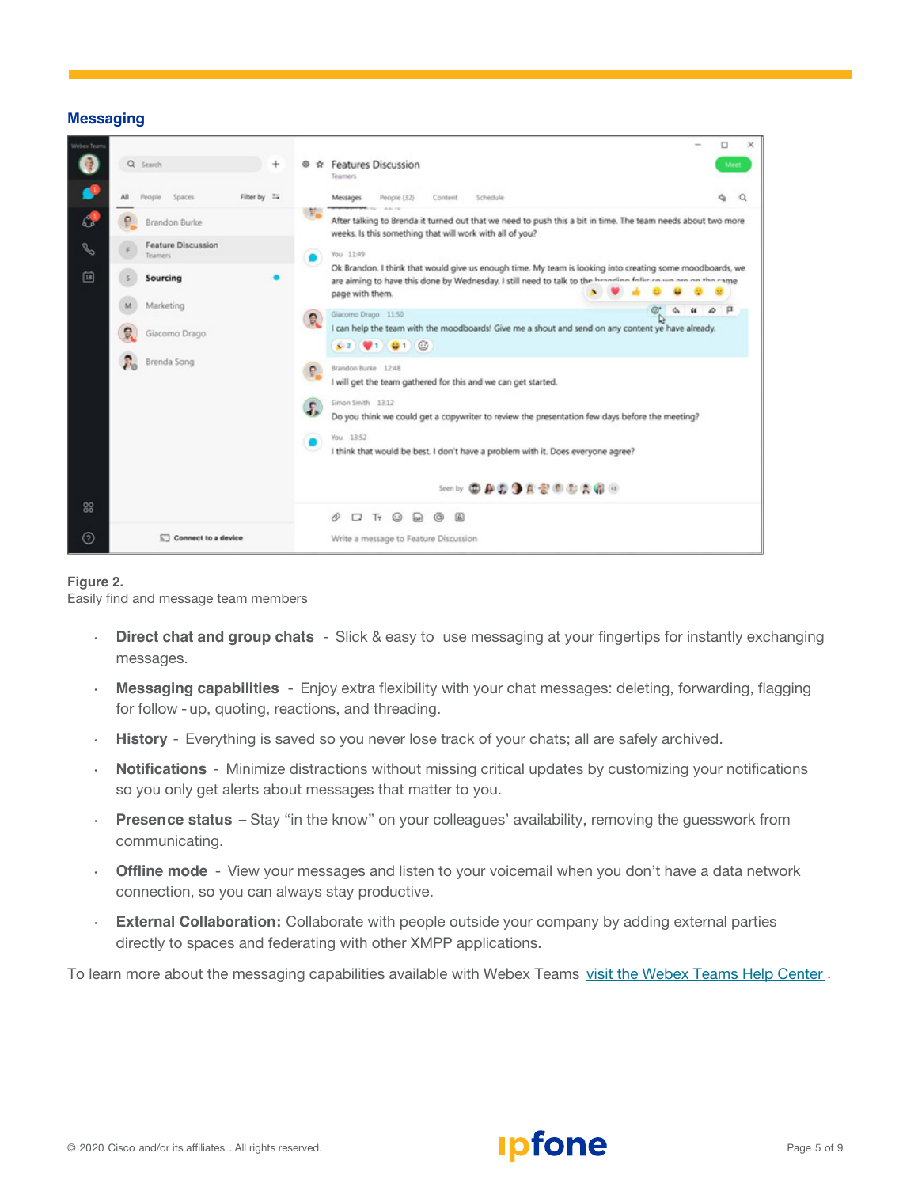## Messaging

**Figure 2.**
Easily find and message team members

- **Direct chat and group chats** - Slick & easy to use messaging at your fingertips for instantly exchanging messages.
- **Messaging capabilities** - Enjoy extra flexibility with your chat messages: deleting, forwarding, flagging for follow - up, quoting, reactions, and threading.
- **History** - Everything is saved so you never lose track of your chats; all are safely archived.
- **Notifications** - Minimize distractions without missing critical updates by customizing your notifications so you only get alerts about messages that matter to you.
- **Presence status** – Stay "in the know" on your colleagues' availability, removing the guesswork from communicating.
- **Offline mode** - View your messages and listen to your voicemail when you don't have a data network connection, so you can always stay productive.
- **External Collaboration:** Collaborate with people outside your company by adding external parties directly to spaces and federating with other XMPP applications.

To learn more about the messaging capabilities available with Webex Teams visit the Webex Teams Help Center .

© 2020 Cisco and/or its affiliates . All rights reserved.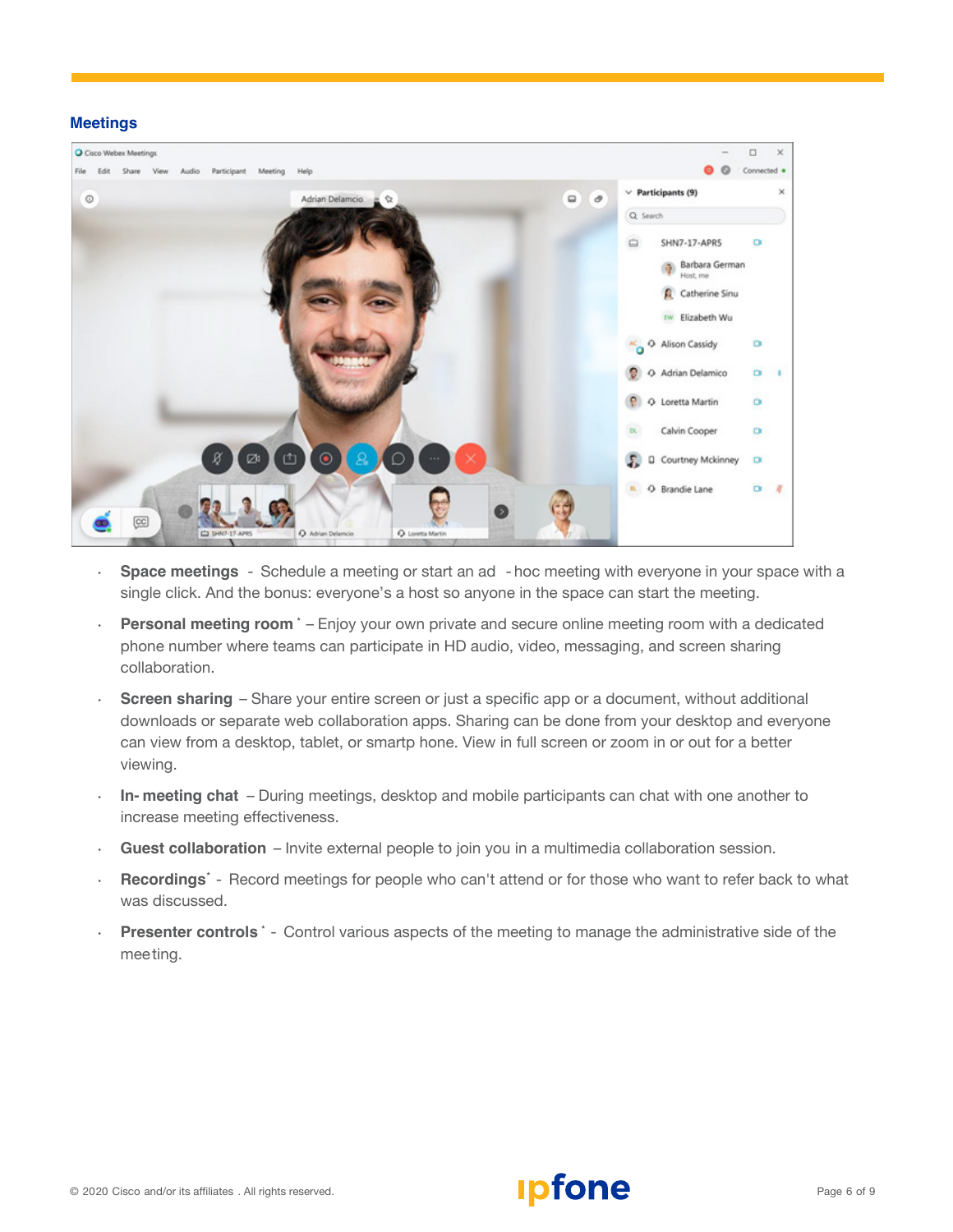## Meetings

- **Space meetings** - Schedule a meeting or start an ad -hoc meeting with everyone in your space with a single click. And the bonus: everyone's a host so anyone in the space can start the meeting.
- **Personal meeting room** * – Enjoy your own private and secure online meeting room with a dedicated phone number where teams can participate in HD audio, video, messaging, and screen sharing collaboration.
- **Screen sharing** – Share your entire screen or just a specific app or a document, without additional downloads or separate web collaboration apps. Sharing can be done from your desktop and everyone can view from a desktop, tablet, or smartp hone. View in full screen or zoom in or out for a better viewing.
- **In- meeting chat** – During meetings, desktop and mobile participants can chat with one another to increase meeting effectiveness.
- **Guest collaboration** – Invite external people to join you in a multimedia collaboration session.
- **Recordings*** - Record meetings for people who can't attend or for those who want to refer back to what was discussed.
- **Presenter controls** * - Control various aspects of the meeting to manage the administrative side of the meeting.

© 2020 Cisco and/or its affiliates . All rights reserved.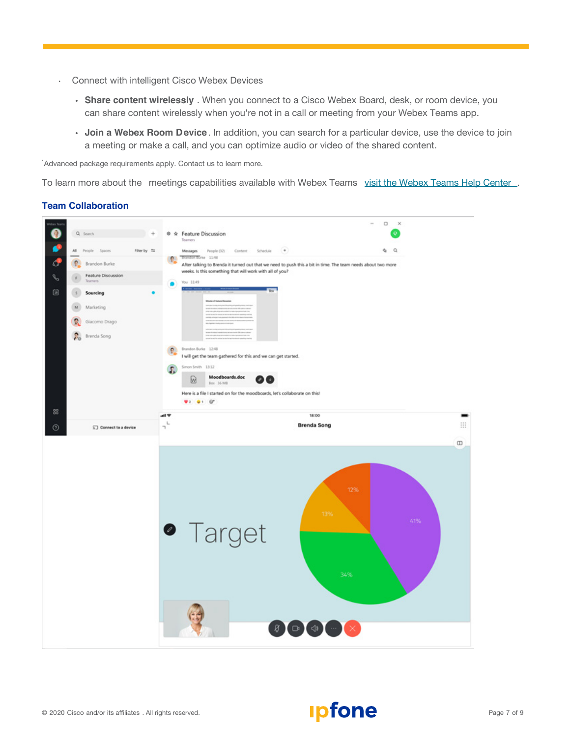- Connect with intelligent Cisco Webex Devices
  - **Share content wirelessly** . When you connect to a Cisco Webex Board, desk, or room device, you can share content wirelessly when you're not in a call or meeting from your Webex Teams app.
  - **Join a Webex Room Device**. In addition, you can search for a particular device, use the device to join a meeting or make a call, and you can optimize audio or video of the shared content.

*Advanced package requirements apply. Contact us to learn more.

To learn more about the meetings capabilities available with Webex Teams visit the Webex Teams Help Center .

### Team Collaboration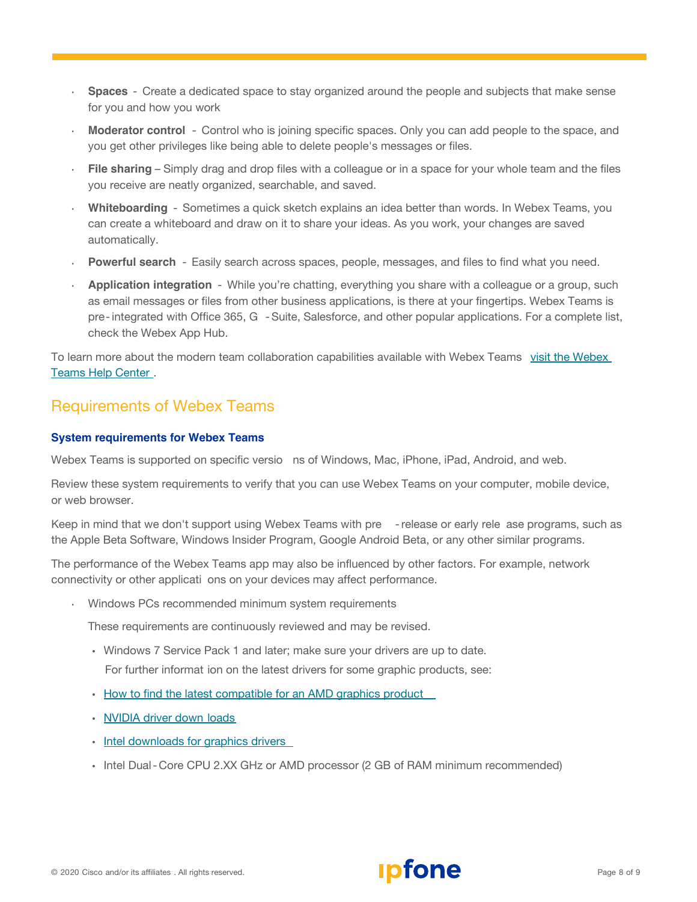- **Spaces** - Create a dedicated space to stay organized around the people and subjects that make sense for you and how you work
- **Moderator control** - Control who is joining specific spaces. Only you can add people to the space, and you get other privileges like being able to delete people's messages or files.
- **File sharing** – Simply drag and drop files with a colleague or in a space for your whole team and the files you receive are neatly organized, searchable, and saved.
- **Whiteboarding** - Sometimes a quick sketch explains an idea better than words. In Webex Teams, you can create a whiteboard and draw on it to share your ideas. As you work, your changes are saved automatically.
- **Powerful search** - Easily search across spaces, people, messages, and files to find what you need.
- **Application integration** - While you're chatting, everything you share with a colleague or a group, such as email messages or files from other business applications, is there at your fingertips. Webex Teams is pre-integrated with Office 365, G-Suite, Salesforce, and other popular applications. For a complete list, check the Webex App Hub.

To learn more about the modern team collaboration capabilities available with Webex Teams visit the Webex Teams Help Center.

## Requirements of Webex Teams

### System requirements for Webex Teams

Webex Teams is supported on specific versions of Windows, Mac, iPhone, iPad, Android, and web.

Review these system requirements to verify that you can use Webex Teams on your computer, mobile device, or web browser.

Keep in mind that we don't support using Webex Teams with pre-release or early release programs, such as the Apple Beta Software, Windows Insider Program, Google Android Beta, or any other similar programs.

The performance of the Webex Teams app may also be influenced by other factors. For example, network connectivity or other applications on your devices may affect performance.

- Windows PCs recommended minimum system requirements

  These requirements are continuously reviewed and may be revised.

  - Windows 7 Service Pack 1 and later; make sure your drivers are up to date.
    For further information on the latest drivers for some graphic products, see:
  - How to find the latest compatible for an AMD graphics product
  - NVIDIA driver downloads
  - Intel downloads for graphics drivers
  - Intel Dual-Core CPU 2.XX GHz or AMD processor (2 GB of RAM minimum recommended)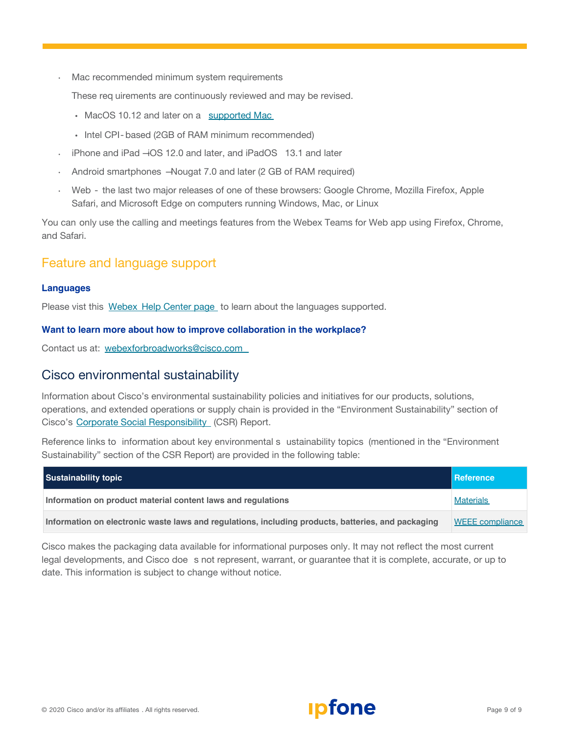- Mac recommended minimum system requirements

  These req uirements are continuously reviewed and may be revised.

  - MacOS 10.12 and later on a supported Mac
  - Intel CPI-based (2GB of RAM minimum recommended)
- iPhone and iPad –iOS 12.0 and later, and iPadOS 13.1 and later
- Android smartphones –Nougat 7.0 and later (2 GB of RAM required)
- Web - the last two major releases of one of these browsers: Google Chrome, Mozilla Firefox, Apple Safari, and Microsoft Edge on computers running Windows, Mac, or Linux

You can only use the calling and meetings features from the Webex Teams for Web app using Firefox, Chrome, and Safari.

## Feature and language support

### Languages

Please vist this Webex Help Center page to learn about the languages supported.

### Want to learn more about how to improve collaboration in the workplace?

Contact us at: webexforbroadworks@cisco.com

## Cisco environmental sustainability

Information about Cisco's environmental sustainability policies and initiatives for our products, solutions, operations, and extended operations or supply chain is provided in the "Environment Sustainability" section of Cisco's Corporate Social Responsibility (CSR) Report.

Reference links to information about key environmental s ustainability topics (mentioned in the "Environment Sustainability" section of the CSR Report) are provided in the following table:

| Sustainability topic | Reference |
|---|---|
| **Information on product material content laws and regulations** | Materials |
| **Information on electronic waste laws and regulations, including products, batteries, and packaging** | WEEE compliance |

Cisco makes the packaging data available for informational purposes only. It may not reflect the most current legal developments, and Cisco doe s not represent, warrant, or guarantee that it is complete, accurate, or up to date. This information is subject to change without notice.